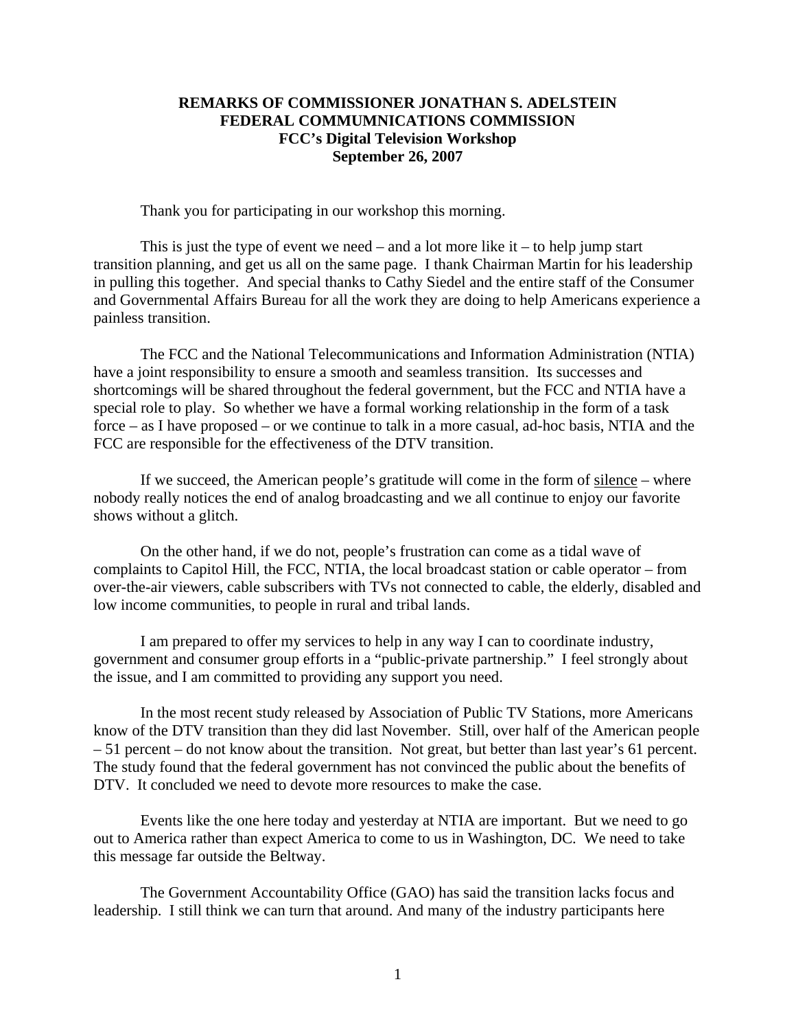**REMARKS OF COMMISSIONER JONATHAN S. ADELSTEIN**
**FEDERAL COMMUMNICATIONS COMMISSION**
**FCC's Digital Television Workshop**
**September 26, 2007**

Thank you for participating in our workshop this morning.

This is just the type of event we need – and a lot more like it – to help jump start transition planning, and get us all on the same page. I thank Chairman Martin for his leadership in pulling this together. And special thanks to Cathy Siedel and the entire staff of the Consumer and Governmental Affairs Bureau for all the work they are doing to help Americans experience a painless transition.

The FCC and the National Telecommunications and Information Administration (NTIA) have a joint responsibility to ensure a smooth and seamless transition. Its successes and shortcomings will be shared throughout the federal government, but the FCC and NTIA have a special role to play. So whether we have a formal working relationship in the form of a task force – as I have proposed – or we continue to talk in a more casual, ad-hoc basis, NTIA and the FCC are responsible for the effectiveness of the DTV transition.

If we succeed, the American people's gratitude will come in the form of <u>silence</u> – where nobody really notices the end of analog broadcasting and we all continue to enjoy our favorite shows without a glitch.

On the other hand, if we do not, people's frustration can come as a tidal wave of complaints to Capitol Hill, the FCC, NTIA, the local broadcast station or cable operator – from over-the-air viewers, cable subscribers with TVs not connected to cable, the elderly, disabled and low income communities, to people in rural and tribal lands.

I am prepared to offer my services to help in any way I can to coordinate industry, government and consumer group efforts in a "public-private partnership." I feel strongly about the issue, and I am committed to providing any support you need.

In the most recent study released by Association of Public TV Stations, more Americans know of the DTV transition than they did last November. Still, over half of the American people – 51 percent – do not know about the transition. Not great, but better than last year's 61 percent. The study found that the federal government has not convinced the public about the benefits of DTV. It concluded we need to devote more resources to make the case.

Events like the one here today and yesterday at NTIA are important. But we need to go out to America rather than expect America to come to us in Washington, DC. We need to take this message far outside the Beltway.

The Government Accountability Office (GAO) has said the transition lacks focus and leadership. I still think we can turn that around. And many of the industry participants here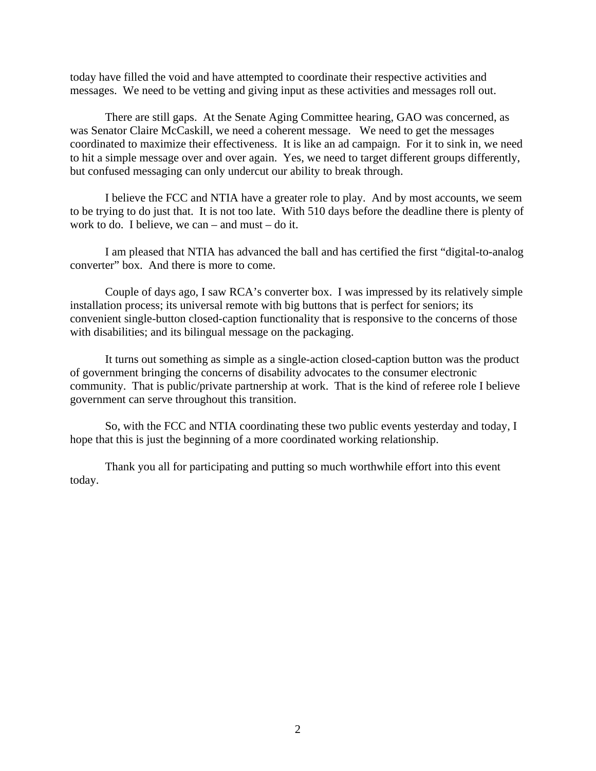today have filled the void and have attempted to coordinate their respective activities and messages. We need to be vetting and giving input as these activities and messages roll out.

There are still gaps. At the Senate Aging Committee hearing, GAO was concerned, as was Senator Claire McCaskill, we need a coherent message. We need to get the messages coordinated to maximize their effectiveness. It is like an ad campaign. For it to sink in, we need to hit a simple message over and over again. Yes, we need to target different groups differently, but confused messaging can only undercut our ability to break through.

I believe the FCC and NTIA have a greater role to play. And by most accounts, we seem to be trying to do just that. It is not too late. With 510 days before the deadline there is plenty of work to do. I believe, we can – and must – do it.

I am pleased that NTIA has advanced the ball and has certified the first "digital-to-analog converter" box. And there is more to come.

Couple of days ago, I saw RCA's converter box. I was impressed by its relatively simple installation process; its universal remote with big buttons that is perfect for seniors; its convenient single-button closed-caption functionality that is responsive to the concerns of those with disabilities; and its bilingual message on the packaging.

It turns out something as simple as a single-action closed-caption button was the product of government bringing the concerns of disability advocates to the consumer electronic community. That is public/private partnership at work. That is the kind of referee role I believe government can serve throughout this transition.

So, with the FCC and NTIA coordinating these two public events yesterday and today, I hope that this is just the beginning of a more coordinated working relationship.

Thank you all for participating and putting so much worthwhile effort into this event today.